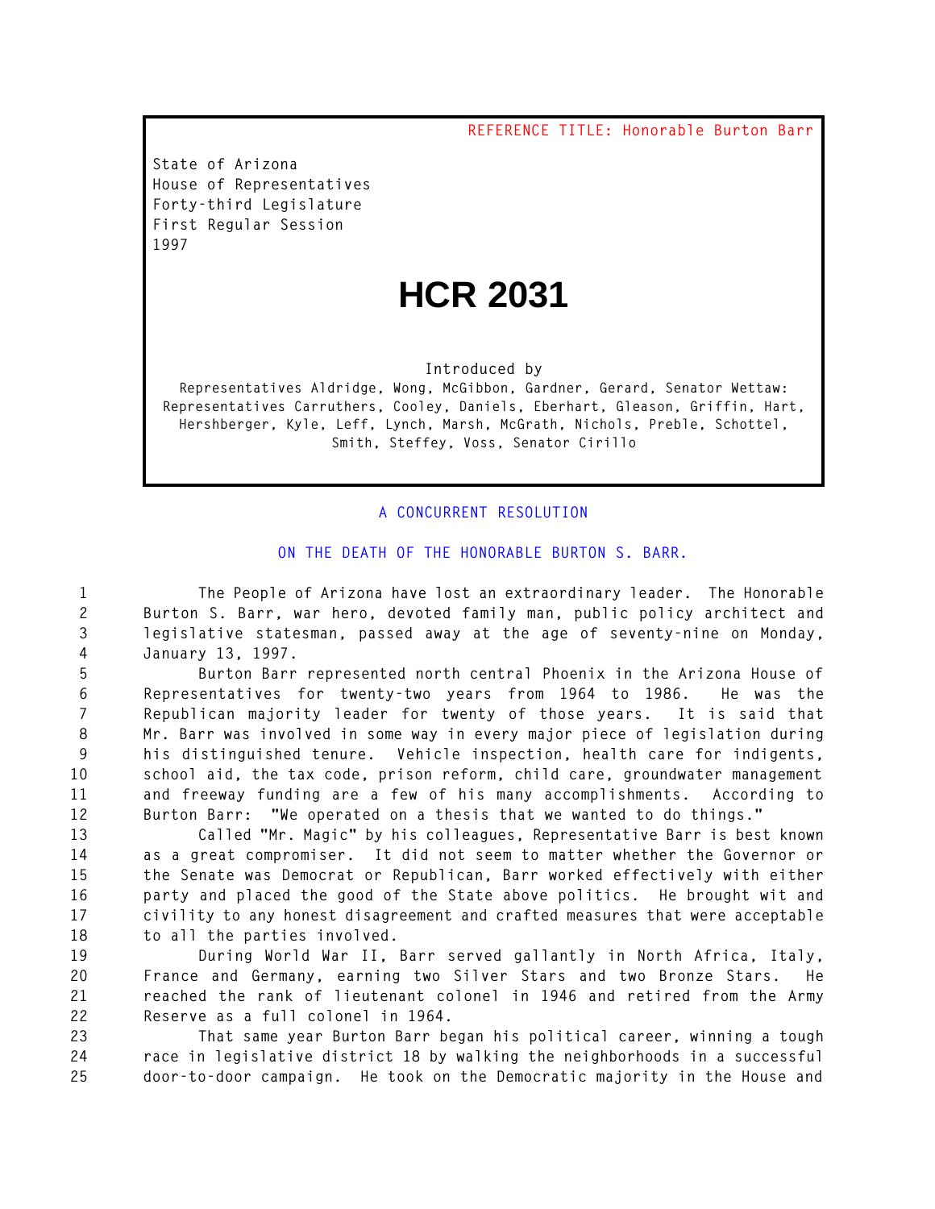REFERENCE TITLE: Honorable Burton Barr

State of Arizona
House of Representatives
Forty-third Legislature
First Regular Session
1997

# HCR 2031

Introduced by
Representatives Aldridge, Wong, McGibbon, Gardner, Gerard, Senator Wettaw: Representatives Carruthers, Cooley, Daniels, Eberhart, Gleason, Griffin, Hart, Hershberger, Kyle, Leff, Lynch, Marsh, McGrath, Nichols, Preble, Schottel, Smith, Steffey, Voss, Senator Cirillo

A CONCURRENT RESOLUTION

ON THE DEATH OF THE HONORABLE BURTON S. BARR.

The People of Arizona have lost an extraordinary leader. The Honorable Burton S. Barr, war hero, devoted family man, public policy architect and legislative statesman, passed away at the age of seventy-nine on Monday, January 13, 1997.

Burton Barr represented north central Phoenix in the Arizona House of Representatives for twenty-two years from 1964 to 1986. He was the Republican majority leader for twenty of those years. It is said that Mr. Barr was involved in some way in every major piece of legislation during his distinguished tenure. Vehicle inspection, health care for indigents, school aid, the tax code, prison reform, child care, groundwater management and freeway funding are a few of his many accomplishments. According to Burton Barr: "We operated on a thesis that we wanted to do things."

Called "Mr. Magic" by his colleagues, Representative Barr is best known as a great compromiser. It did not seem to matter whether the Governor or the Senate was Democrat or Republican, Barr worked effectively with either party and placed the good of the State above politics. He brought wit and civility to any honest disagreement and crafted measures that were acceptable to all the parties involved.

During World War II, Barr served gallantly in North Africa, Italy, France and Germany, earning two Silver Stars and two Bronze Stars. He reached the rank of lieutenant colonel in 1946 and retired from the Army Reserve as a full colonel in 1964.

That same year Burton Barr began his political career, winning a tough race in legislative district 18 by walking the neighborhoods in a successful door-to-door campaign. He took on the Democratic majority in the House and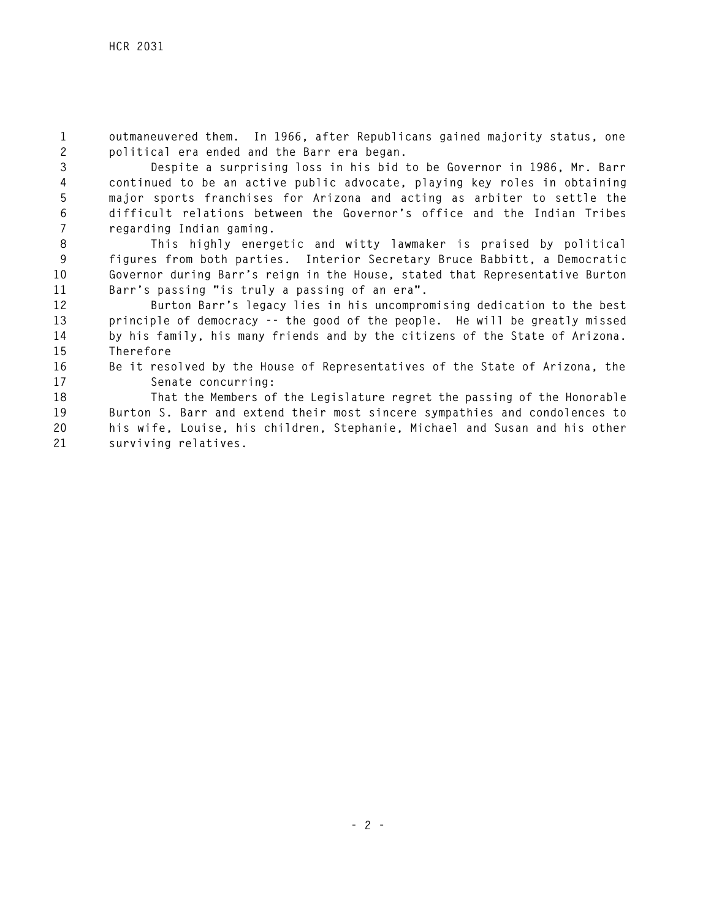outmaneuvered them. In 1966, after Republicans gained majority status, one political era ended and the Barr era began.

Despite a surprising loss in his bid to be Governor in 1986, Mr. Barr continued to be an active public advocate, playing key roles in obtaining major sports franchises for Arizona and acting as arbiter to settle the difficult relations between the Governor's office and the Indian Tribes regarding Indian gaming.

This highly energetic and witty lawmaker is praised by political figures from both parties. Interior Secretary Bruce Babbitt, a Democratic Governor during Barr's reign in the House, stated that Representative Burton Barr's passing "is truly a passing of an era".

Burton Barr's legacy lies in his uncompromising dedication to the best principle of democracy -- the good of the people. He will be greatly missed by his family, his many friends and by the citizens of the State of Arizona. Therefore

Be it resolved by the House of Representatives of the State of Arizona, the Senate concurring:

That the Members of the Legislature regret the passing of the Honorable Burton S. Barr and extend their most sincere sympathies and condolences to his wife, Louise, his children, Stephanie, Michael and Susan and his other surviving relatives.